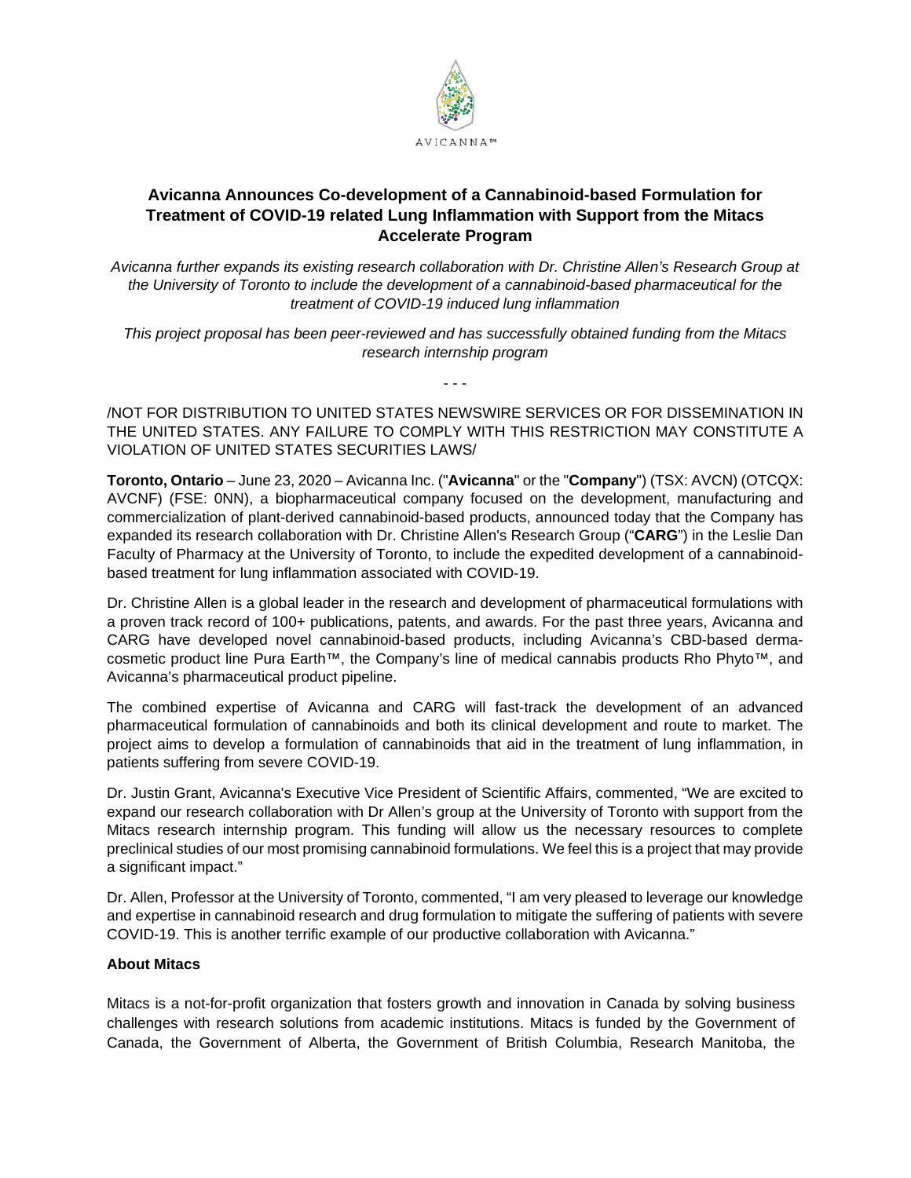AVICANNA™

# Avicanna Announces Co-development of a Cannabinoid-based Formulation for Treatment of COVID-19 related Lung Inflammation with Support from the Mitacs Accelerate Program

*Avicanna further expands its existing research collaboration with Dr. Christine Allen's Research Group at the University of Toronto to include the development of a cannabinoid-based pharmaceutical for the treatment of COVID-19 induced lung inflammation*

*This project proposal has been peer-reviewed and has successfully obtained funding from the Mitacs research internship program*

- - -

/NOT FOR DISTRIBUTION TO UNITED STATES NEWSWIRE SERVICES OR FOR DISSEMINATION IN THE UNITED STATES. ANY FAILURE TO COMPLY WITH THIS RESTRICTION MAY CONSTITUTE A VIOLATION OF UNITED STATES SECURITIES LAWS/

**Toronto, Ontario** – June 23, 2020 – Avicanna Inc. ("**Avicanna**" or the "**Company**") (TSX: AVCN) (OTCQX: AVCNF) (FSE: 0NN), a biopharmaceutical company focused on the development, manufacturing and commercialization of plant-derived cannabinoid-based products, announced today that the Company has expanded its research collaboration with Dr. Christine Allen's Research Group ("**CARG**") in the Leslie Dan Faculty of Pharmacy at the University of Toronto, to include the expedited development of a cannabinoid-based treatment for lung inflammation associated with COVID-19.

Dr. Christine Allen is a global leader in the research and development of pharmaceutical formulations with a proven track record of 100+ publications, patents, and awards. For the past three years, Avicanna and CARG have developed novel cannabinoid-based products, including Avicanna's CBD-based derma-cosmetic product line Pura Earth™, the Company's line of medical cannabis products Rho Phyto™, and Avicanna's pharmaceutical product pipeline.

The combined expertise of Avicanna and CARG will fast-track the development of an advanced pharmaceutical formulation of cannabinoids and both its clinical development and route to market. The project aims to develop a formulation of cannabinoids that aid in the treatment of lung inflammation, in patients suffering from severe COVID-19.

Dr. Justin Grant, Avicanna's Executive Vice President of Scientific Affairs, commented, "We are excited to expand our research collaboration with Dr Allen's group at the University of Toronto with support from the Mitacs research internship program. This funding will allow us the necessary resources to complete preclinical studies of our most promising cannabinoid formulations. We feel this is a project that may provide a significant impact."

Dr. Allen, Professor at the University of Toronto, commented, "I am very pleased to leverage our knowledge and expertise in cannabinoid research and drug formulation to mitigate the suffering of patients with severe COVID-19. This is another terrific example of our productive collaboration with Avicanna."

**About Mitacs**

Mitacs is a not-for-profit organization that fosters growth and innovation in Canada by solving business challenges with research solutions from academic institutions. Mitacs is funded by the Government of Canada, the Government of Alberta, the Government of British Columbia, Research Manitoba, the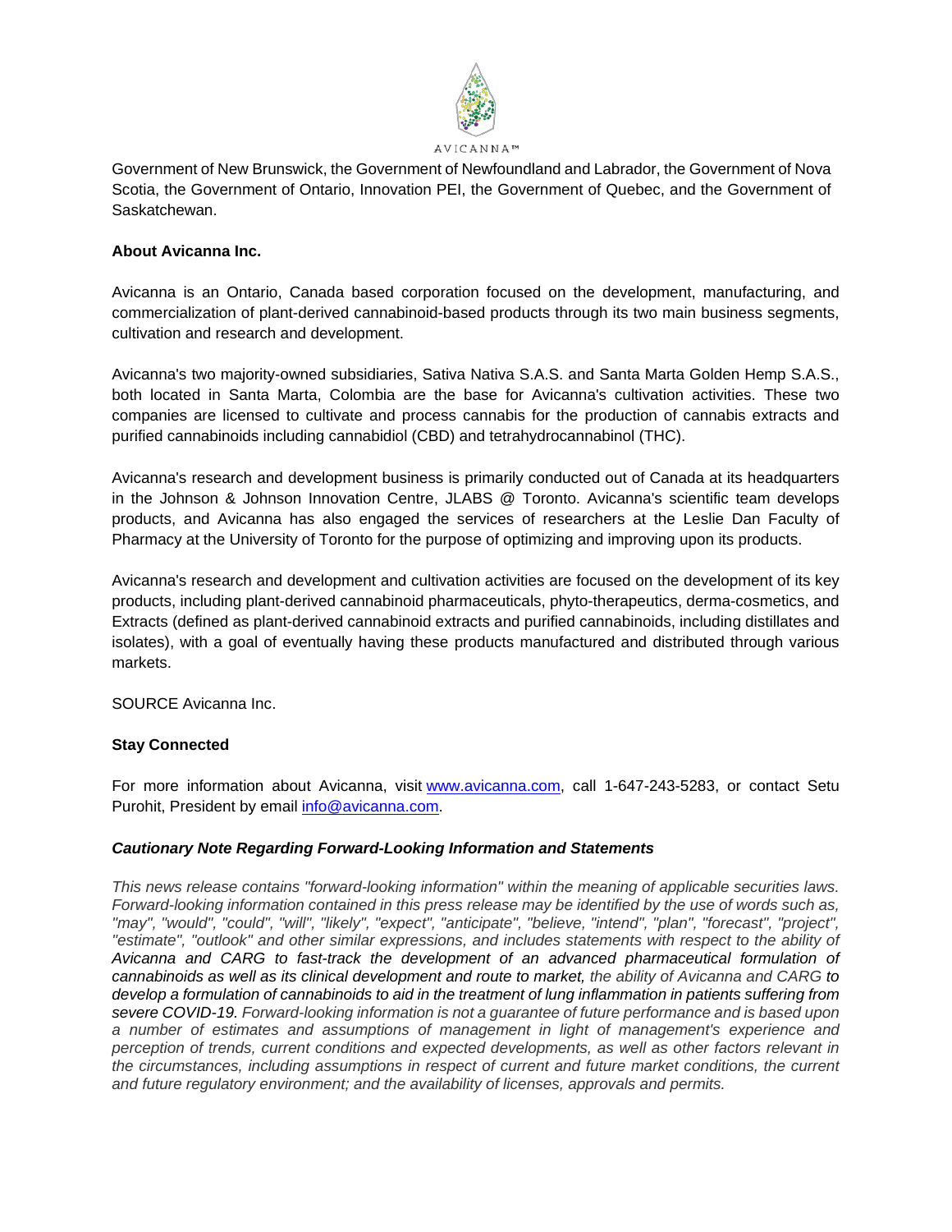Government of New Brunswick, the Government of Newfoundland and Labrador, the Government of Nova Scotia, the Government of Ontario, Innovation PEI, the Government of Quebec, and the Government of Saskatchewan.

**About Avicanna Inc.**

Avicanna is an Ontario, Canada based corporation focused on the development, manufacturing, and commercialization of plant-derived cannabinoid-based products through its two main business segments, cultivation and research and development.

Avicanna's two majority-owned subsidiaries, Sativa Nativa S.A.S. and Santa Marta Golden Hemp S.A.S., both located in Santa Marta, Colombia are the base for Avicanna's cultivation activities. These two companies are licensed to cultivate and process cannabis for the production of cannabis extracts and purified cannabinoids including cannabidiol (CBD) and tetrahydrocannabinol (THC).

Avicanna's research and development business is primarily conducted out of Canada at its headquarters in the Johnson & Johnson Innovation Centre, JLABS @ Toronto. Avicanna's scientific team develops products, and Avicanna has also engaged the services of researchers at the Leslie Dan Faculty of Pharmacy at the University of Toronto for the purpose of optimizing and improving upon its products.

Avicanna's research and development and cultivation activities are focused on the development of its key products, including plant-derived cannabinoid pharmaceuticals, phyto-therapeutics, derma-cosmetics, and Extracts (defined as plant-derived cannabinoid extracts and purified cannabinoids, including distillates and isolates), with a goal of eventually having these products manufactured and distributed through various markets.

SOURCE Avicanna Inc.

**Stay Connected**

For more information about Avicanna, visit www.avicanna.com, call 1-647-243-5283, or contact Setu Purohit, President by email info@avicanna.com.

***Cautionary Note Regarding Forward-Looking Information and Statements***

*This news release contains "forward-looking information" within the meaning of applicable securities laws. Forward-looking information contained in this press release may be identified by the use of words such as, "may", "would", "could", "will", "likely", "expect", "anticipate", "believe, "intend", "plan", "forecast", "project", "estimate", "outlook" and other similar expressions, and includes statements with respect to the ability of Avicanna and CARG to fast-track the development of an advanced pharmaceutical formulation of cannabinoids as well as its clinical development and route to market, the ability of Avicanna and CARG to develop a formulation of cannabinoids to aid in the treatment of lung inflammation in patients suffering from severe COVID-19. Forward-looking information is not a guarantee of future performance and is based upon a number of estimates and assumptions of management in light of management's experience and perception of trends, current conditions and expected developments, as well as other factors relevant in the circumstances, including assumptions in respect of current and future market conditions, the current and future regulatory environment; and the availability of licenses, approvals and permits.*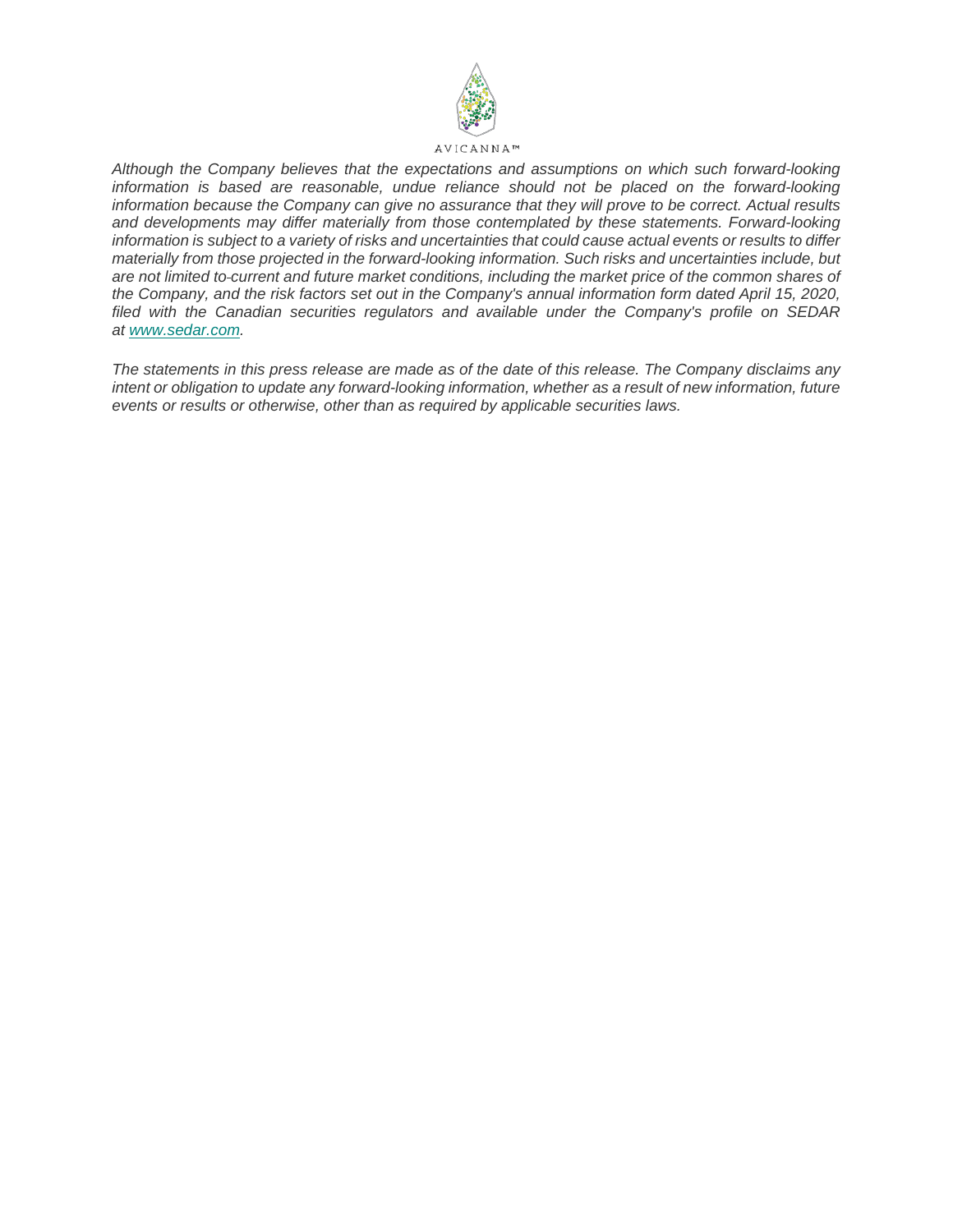*Although the Company believes that the expectations and assumptions on which such forward-looking information is based are reasonable, undue reliance should not be placed on the forward-looking information because the Company can give no assurance that they will prove to be correct. Actual results and developments may differ materially from those contemplated by these statements. Forward-looking information is subject to a variety of risks and uncertainties that could cause actual events or results to differ materially from those projected in the forward-looking information. Such risks and uncertainties include, but are not limited to current and future market conditions, including the market price of the common shares of the Company, and the risk factors set out in the Company's annual information form dated April 15, 2020, filed with the Canadian securities regulators and available under the Company's profile on SEDAR at [www.sedar.com](http://www.sedar.com).*

*The statements in this press release are made as of the date of this release. The Company disclaims any intent or obligation to update any forward-looking information, whether as a result of new information, future events or results or otherwise, other than as required by applicable securities laws.*